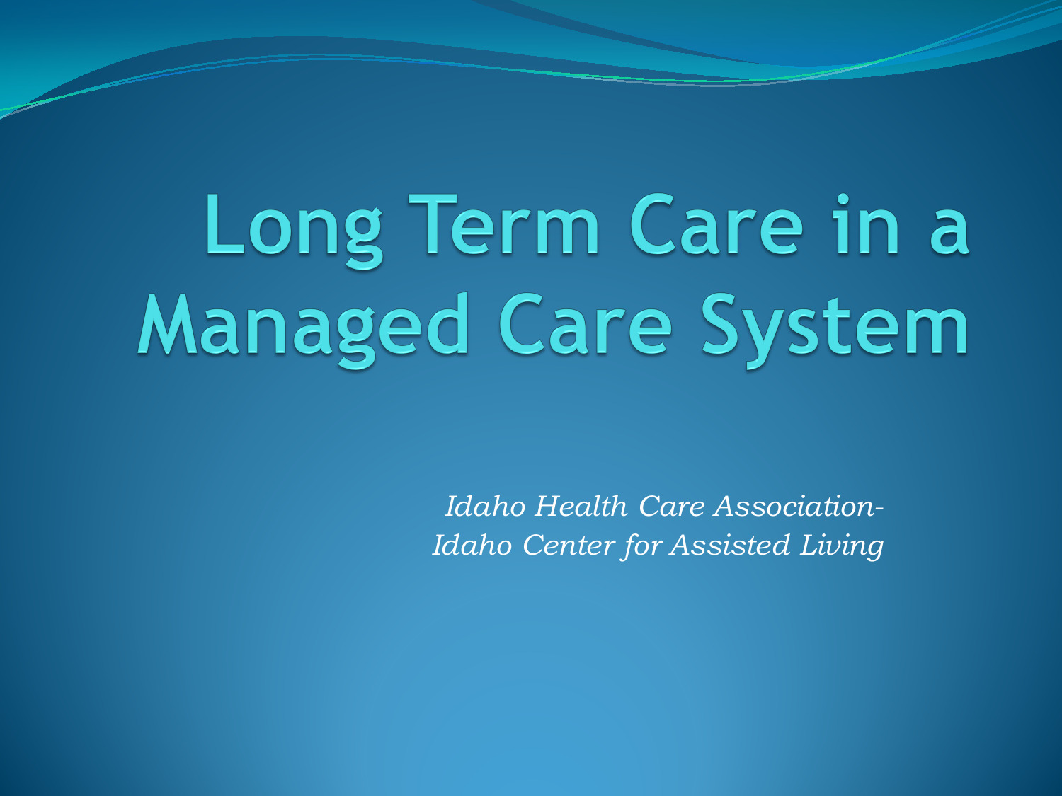# Long Term Care in a Managed Care System

*Idaho Health Care Association-*
*Idaho Center for Assisted Living*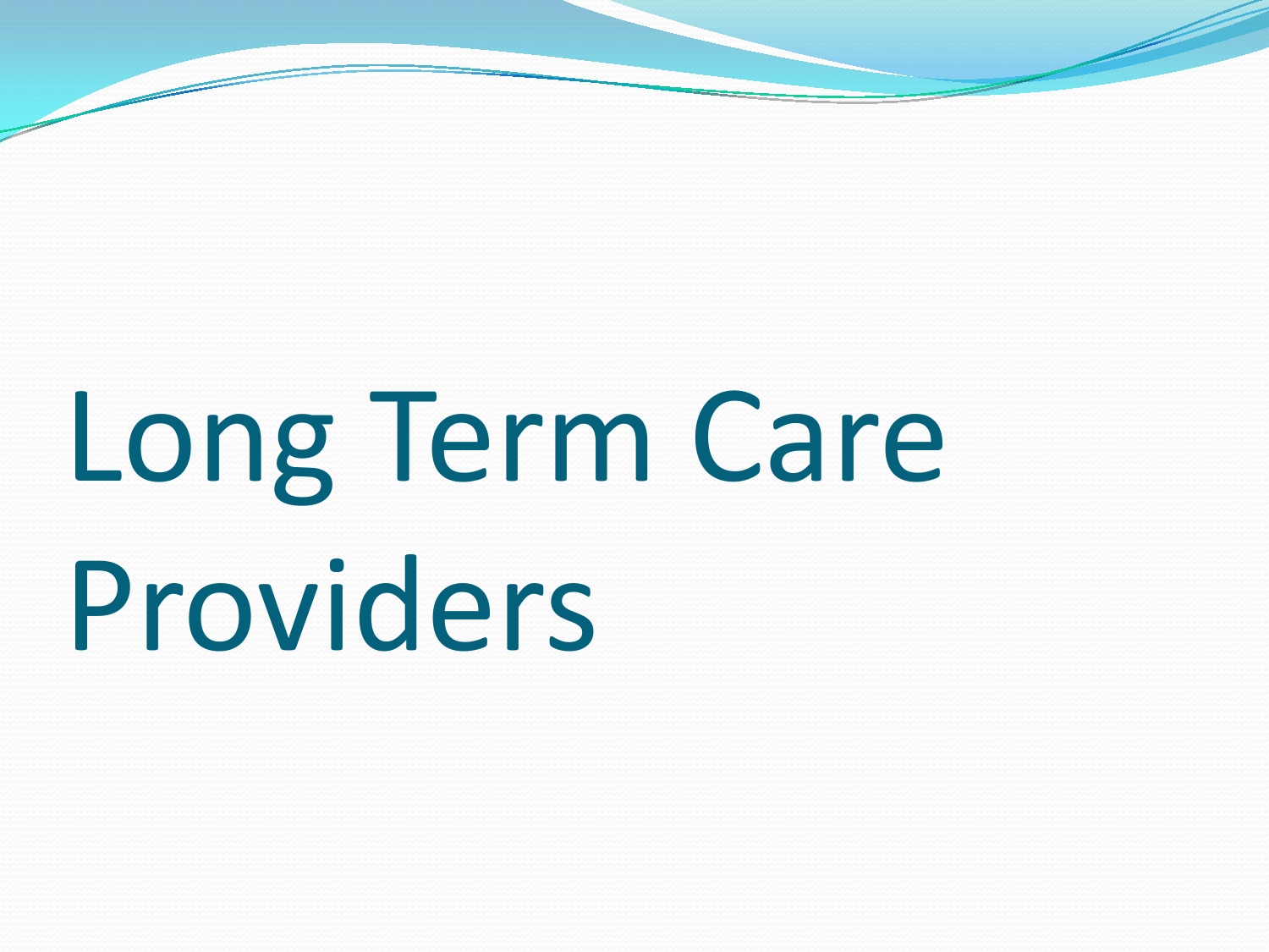# Long Term Care Providers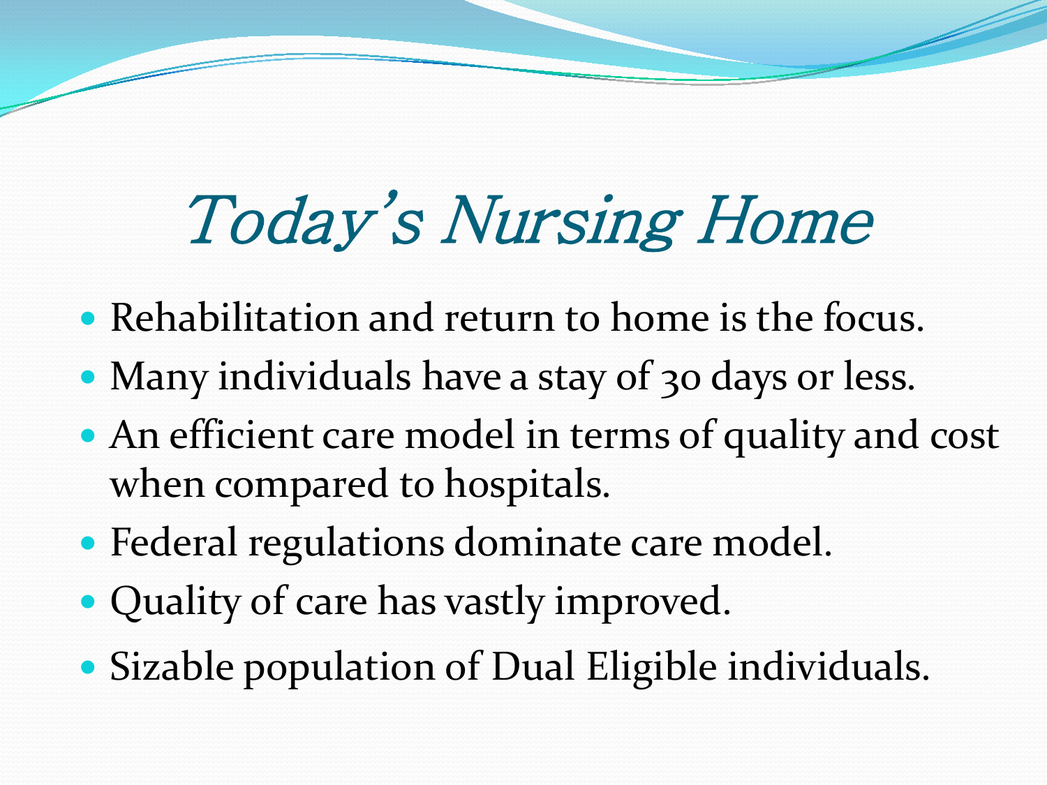# Today's Nursing Home

- Rehabilitation and return to home is the focus.
- Many individuals have a stay of 30 days or less.
- An efficient care model in terms of quality and cost when compared to hospitals.
- Federal regulations dominate care model.
- Quality of care has vastly improved.
- Sizable population of Dual Eligible individuals.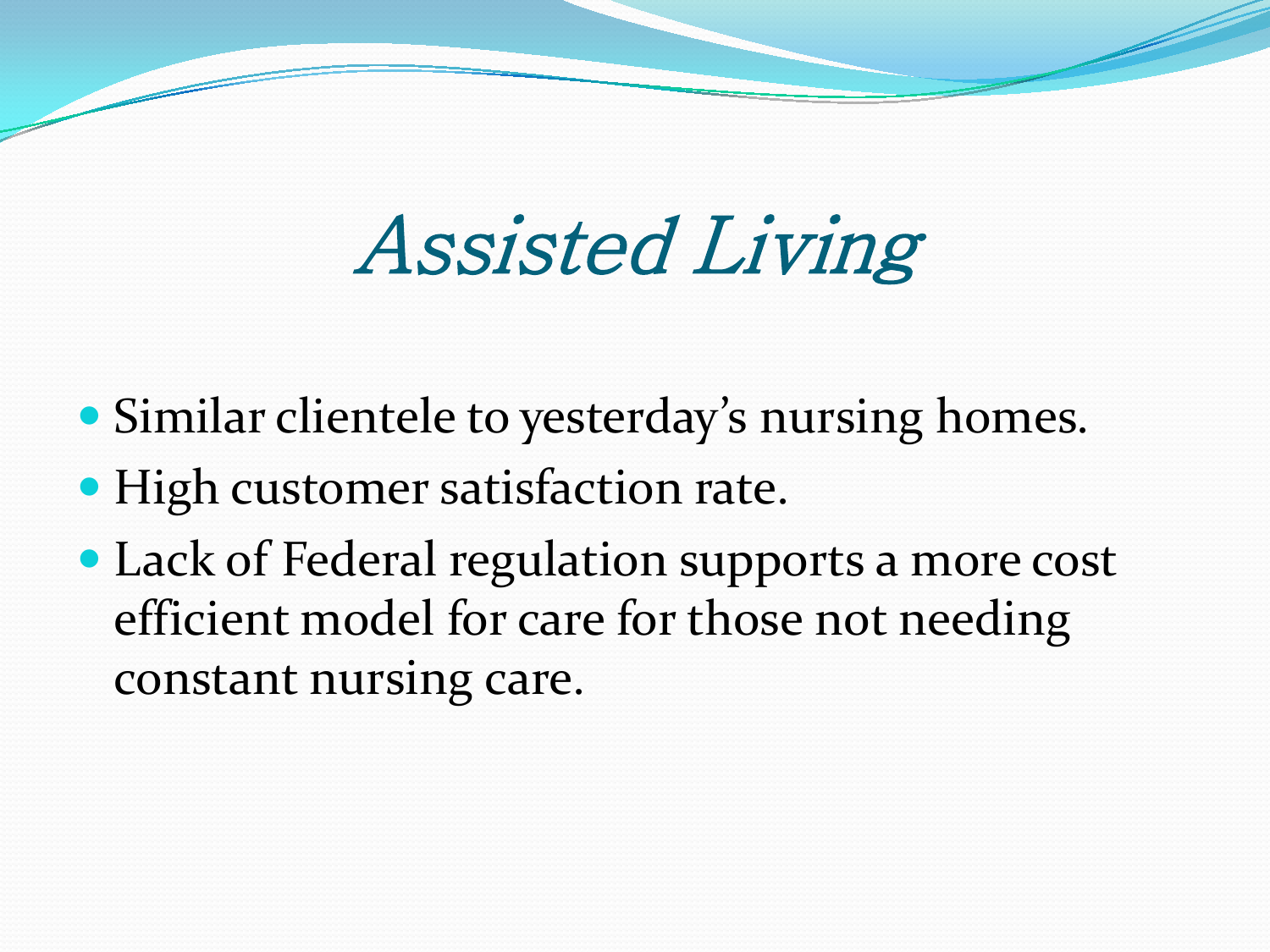# *Assisted Living*

- Similar clientele to yesterday's nursing homes.
- High customer satisfaction rate.
- Lack of Federal regulation supports a more cost efficient model for care for those not needing constant nursing care.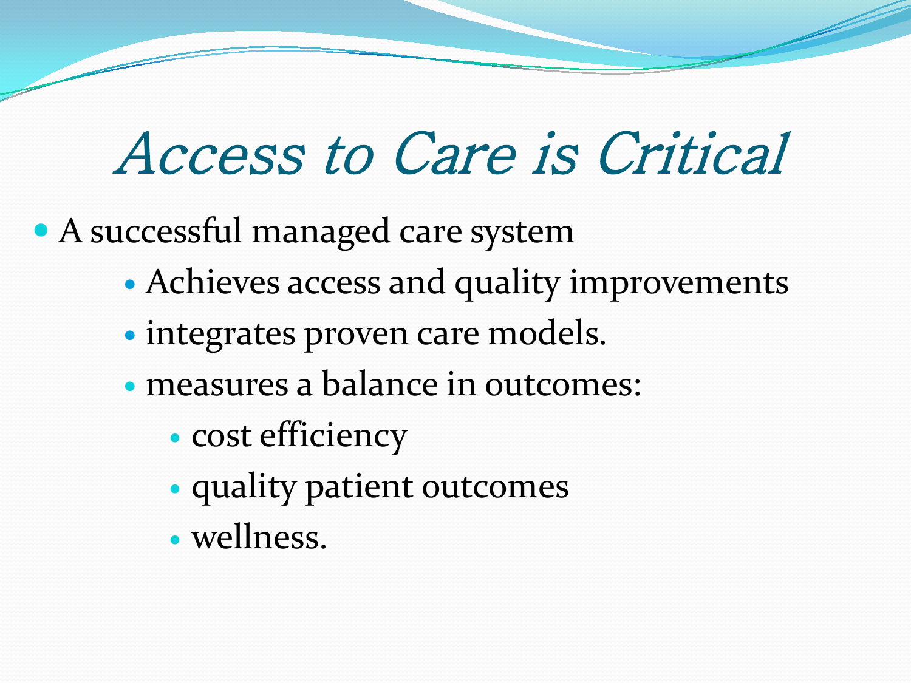# *Access to Care is Critical*

- A successful managed care system
  - Achieves access and quality improvements
  - integrates proven care models.
  - measures a balance in outcomes:
    - cost efficiency
    - quality patient outcomes
    - wellness.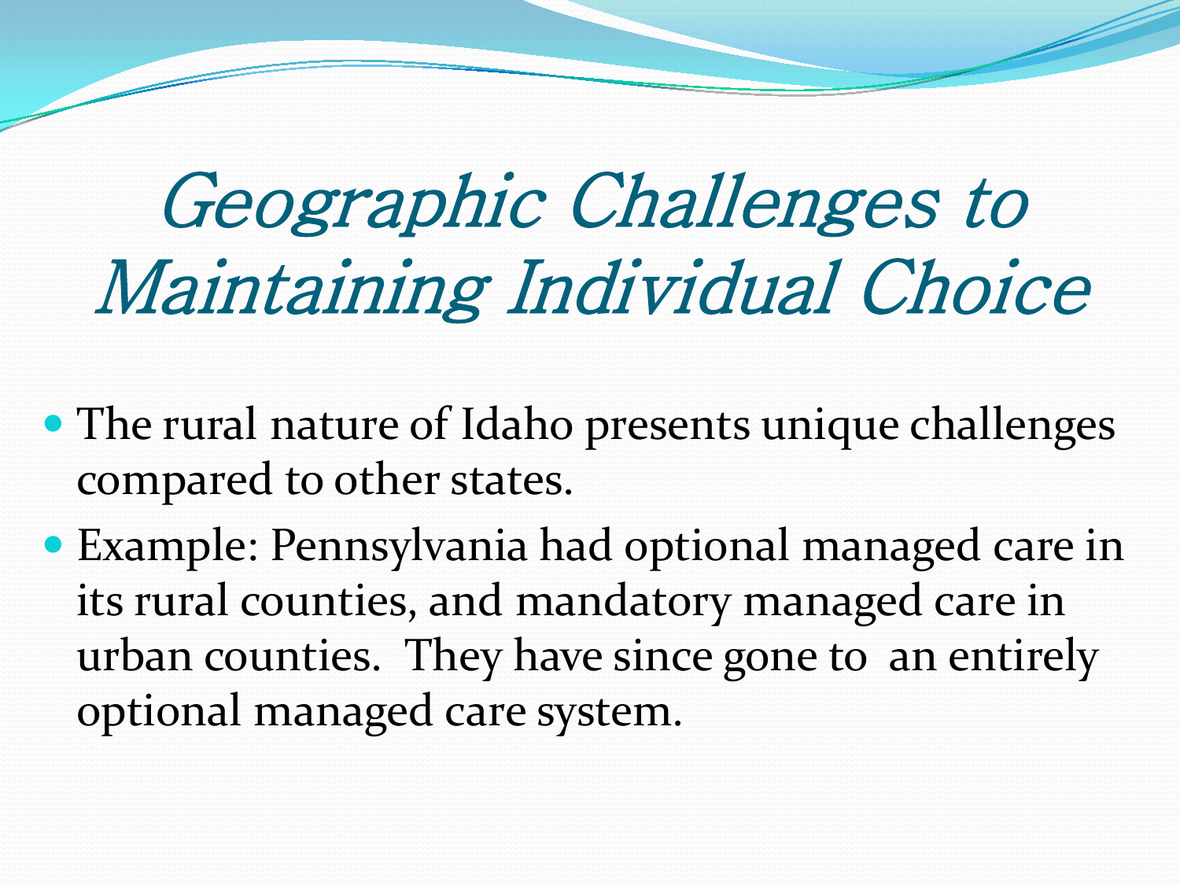# Geographic Challenges to Maintaining Individual Choice

- The rural nature of Idaho presents unique challenges compared to other states.
- Example: Pennsylvania had optional managed care in its rural counties, and mandatory managed care in urban counties. They have since gone to an entirely optional managed care system.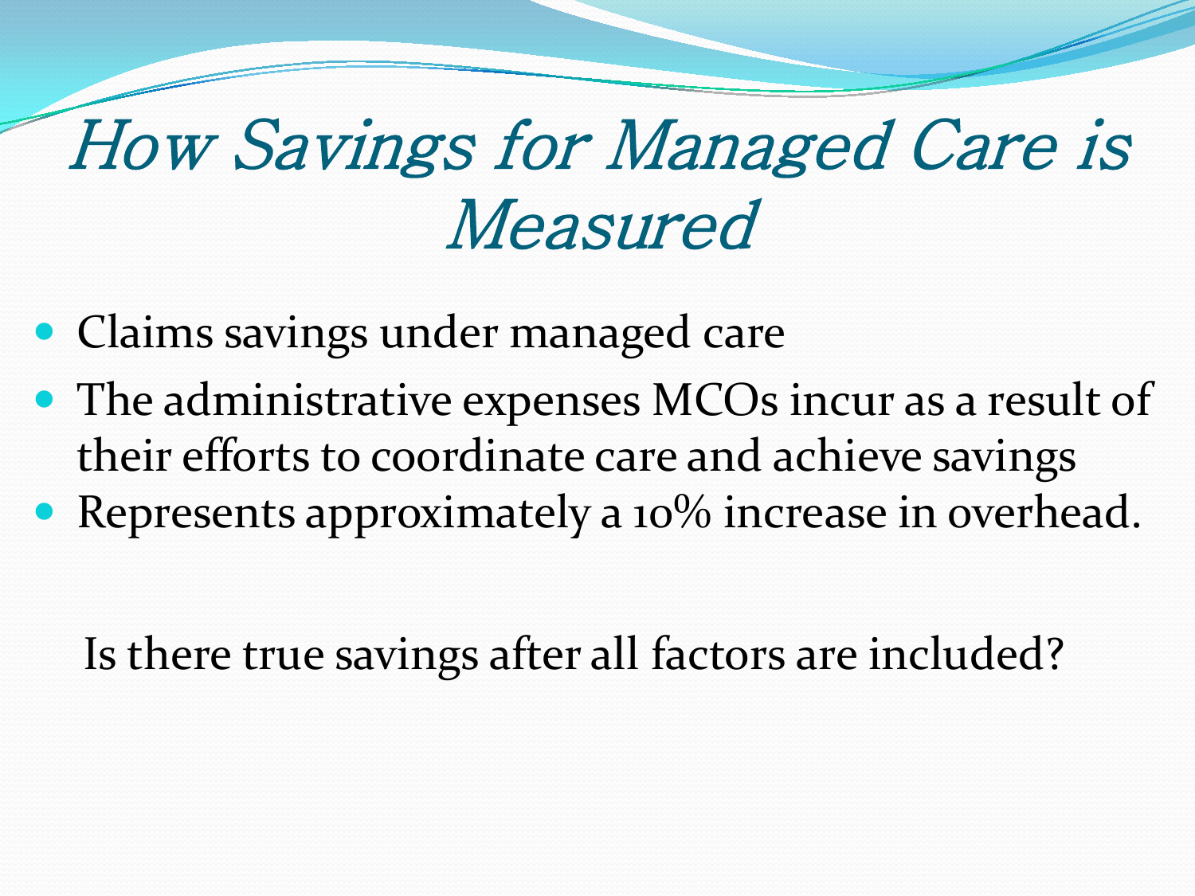# How Savings for Managed Care is Measured

- Claims savings under managed care
- The administrative expenses MCOs incur as a result of their efforts to coordinate care and achieve savings
- Represents approximately a 10% increase in overhead.

Is there true savings after all factors are included?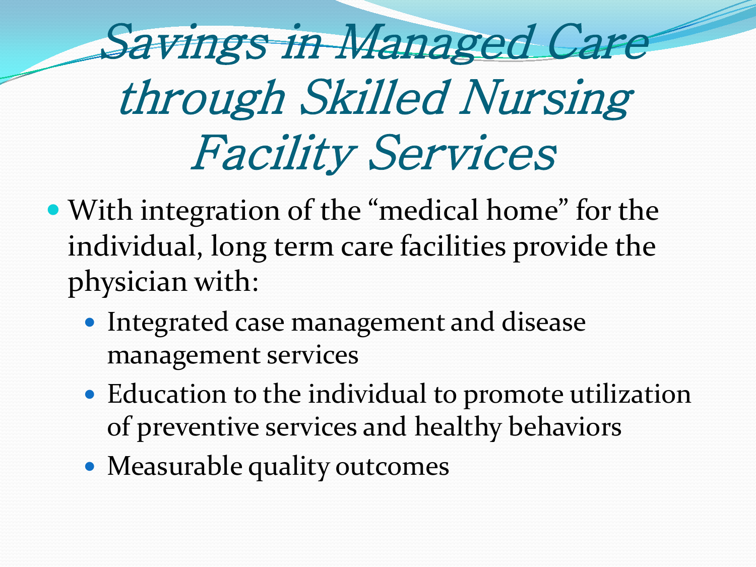# Savings in Managed Care through Skilled Nursing Facility Services

- With integration of the "medical home" for the individual, long term care facilities provide the physician with:
  - Integrated case management and disease management services
  - Education to the individual to promote utilization of preventive services and healthy behaviors
  - Measurable quality outcomes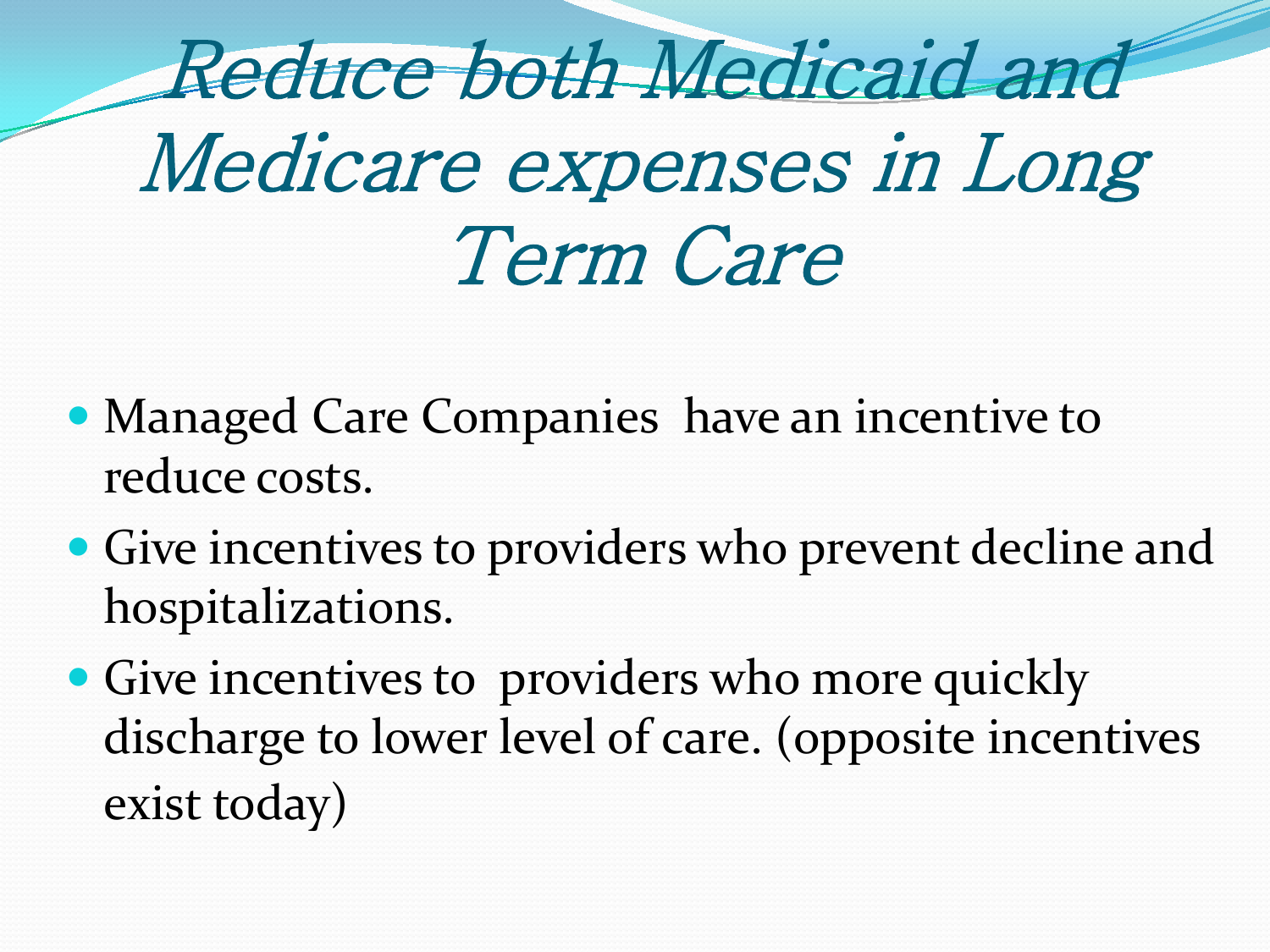# Reduce both Medicaid and Medicare expenses in Long Term Care

- Managed Care Companies have an incentive to reduce costs.
- Give incentives to providers who prevent decline and hospitalizations.
- Give incentives to providers who more quickly discharge to lower level of care. (opposite incentives exist today)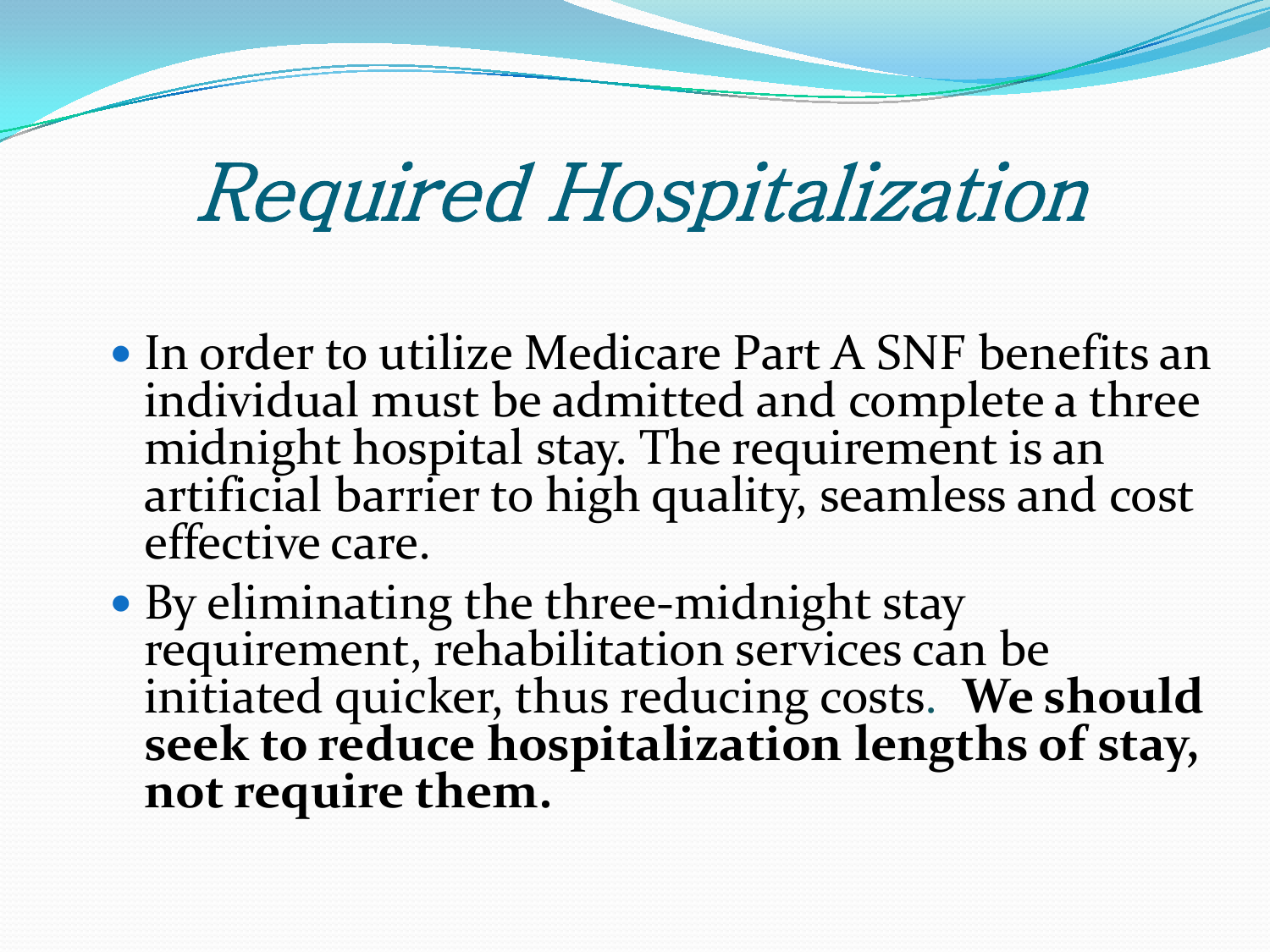# *Required Hospitalization*

- In order to utilize Medicare Part A SNF benefits an individual must be admitted and complete a three midnight hospital stay. The requirement is an artificial barrier to high quality, seamless and cost effective care.
- By eliminating the three-midnight stay requirement, rehabilitation services can be initiated quicker, thus reducing costs. **We should seek to reduce hospitalization lengths of stay, not require them.**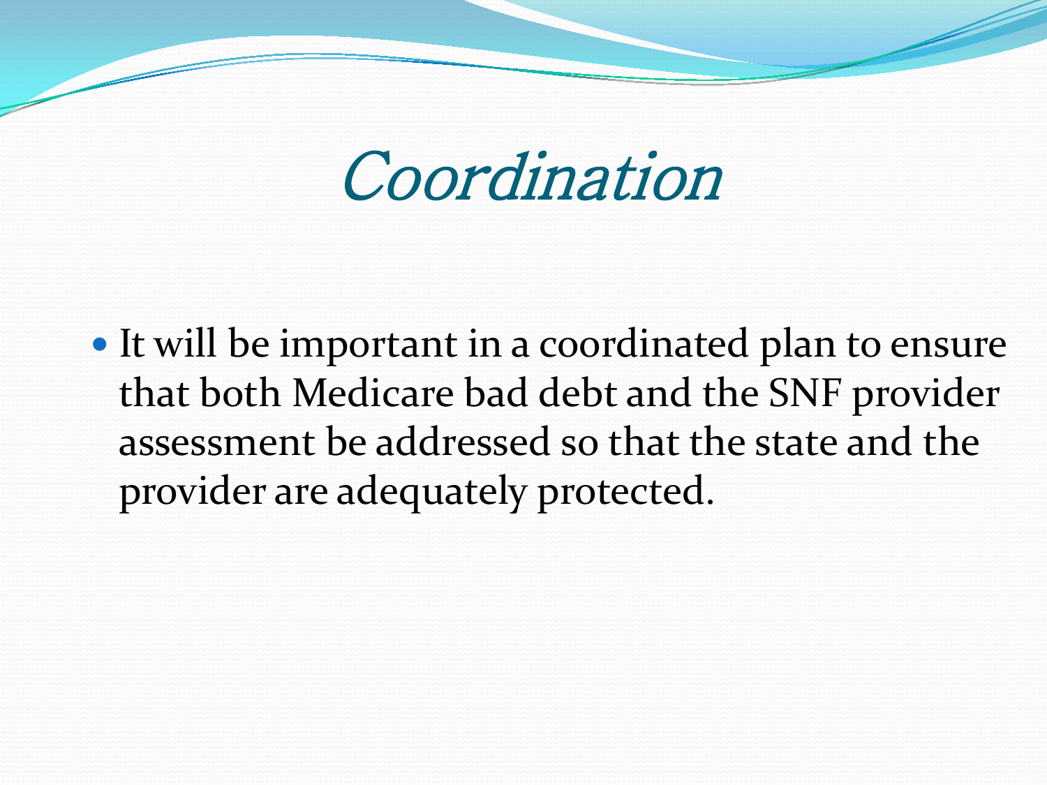# Coordination

- It will be important in a coordinated plan to ensure that both Medicare bad debt and the SNF provider assessment be addressed so that the state and the provider are adequately protected.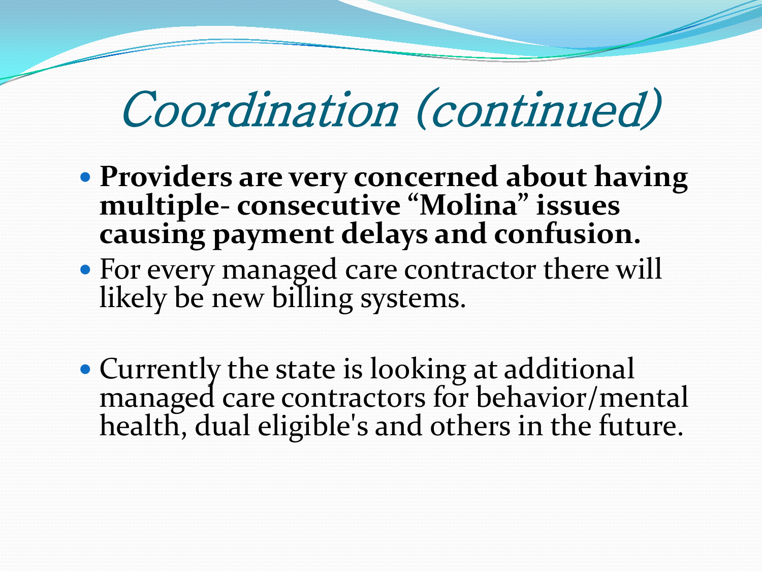# *Coordination (continued)*

- **Providers are very concerned about having multiple- consecutive "Molina" issues causing payment delays and confusion.**
- For every managed care contractor there will likely be new billing systems.
- Currently the state is looking at additional managed care contractors for behavior/mental health, dual eligible's and others in the future.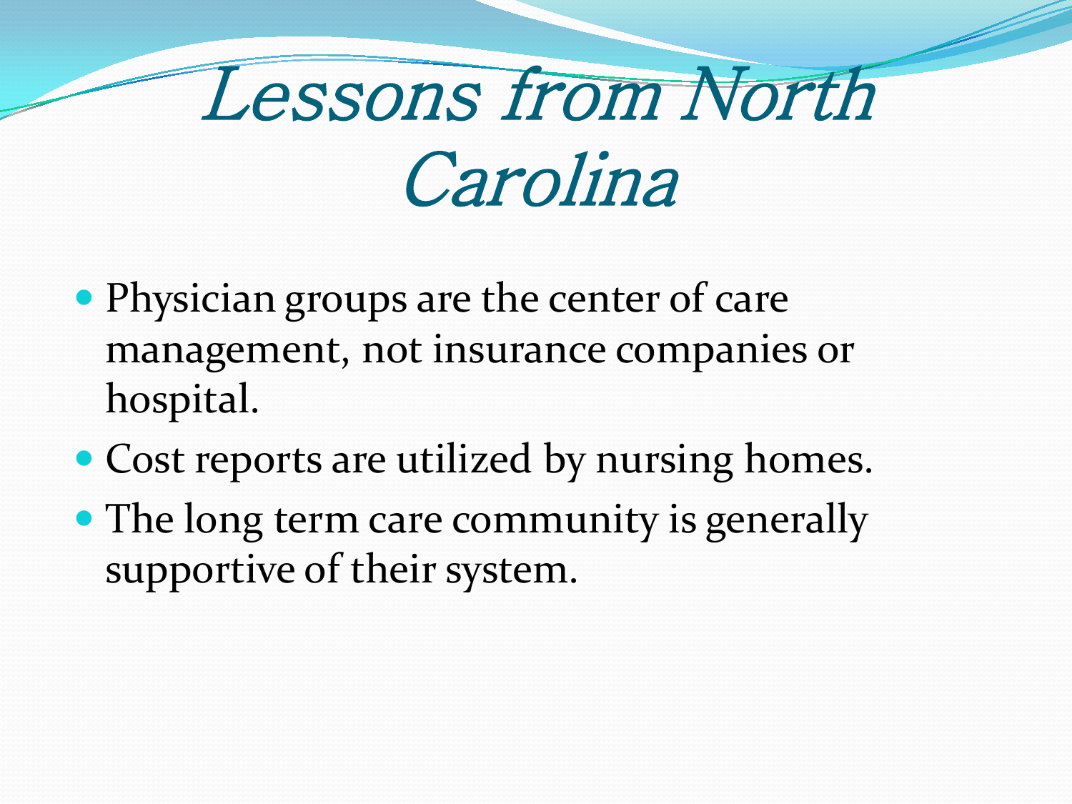# Lessons from North Carolina

- Physician groups are the center of care management, not insurance companies or hospital.
- Cost reports are utilized by nursing homes.
- The long term care community is generally supportive of their system.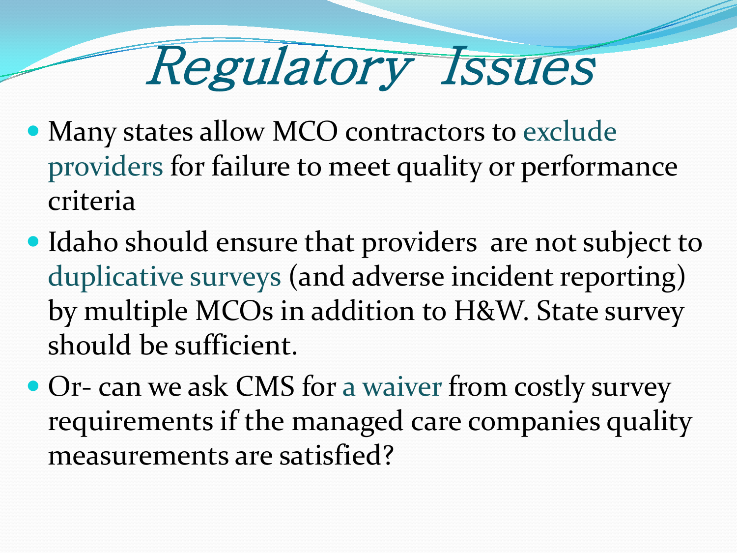# Regulatory Issues

- Many states allow MCO contractors to exclude providers for failure to meet quality or performance criteria
- Idaho should ensure that providers are not subject to duplicative surveys (and adverse incident reporting) by multiple MCOs in addition to H&W. State survey should be sufficient.
- Or- can we ask CMS for a waiver from costly survey requirements if the managed care companies quality measurements are satisfied?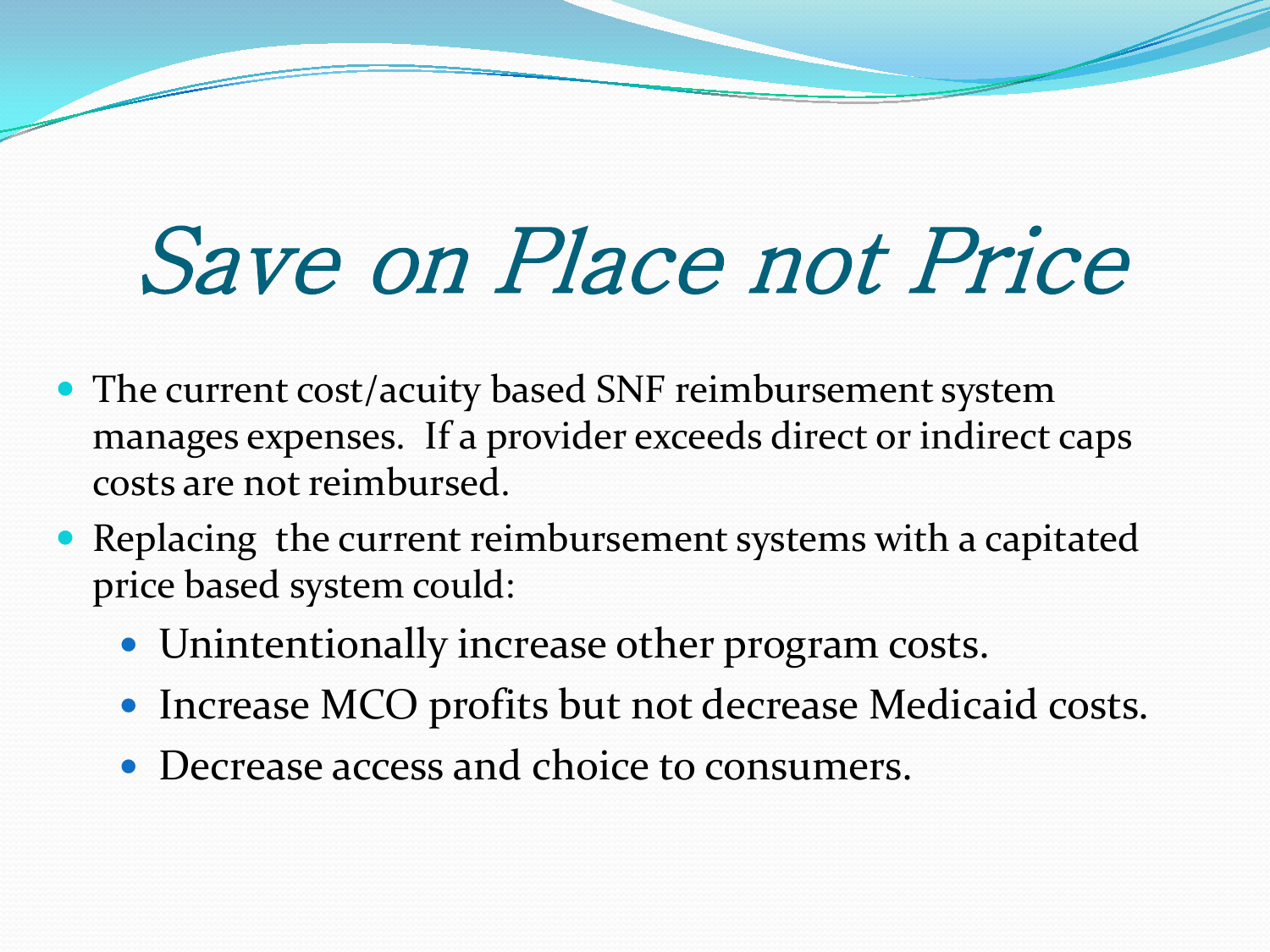# *Save on Place not Price*

- The current cost/acuity based SNF reimbursement system manages expenses. If a provider exceeds direct or indirect caps costs are not reimbursed.
- Replacing the current reimbursement systems with a capitated price based system could:
  - Unintentionally increase other program costs.
  - Increase MCO profits but not decrease Medicaid costs.
  - Decrease access and choice to consumers.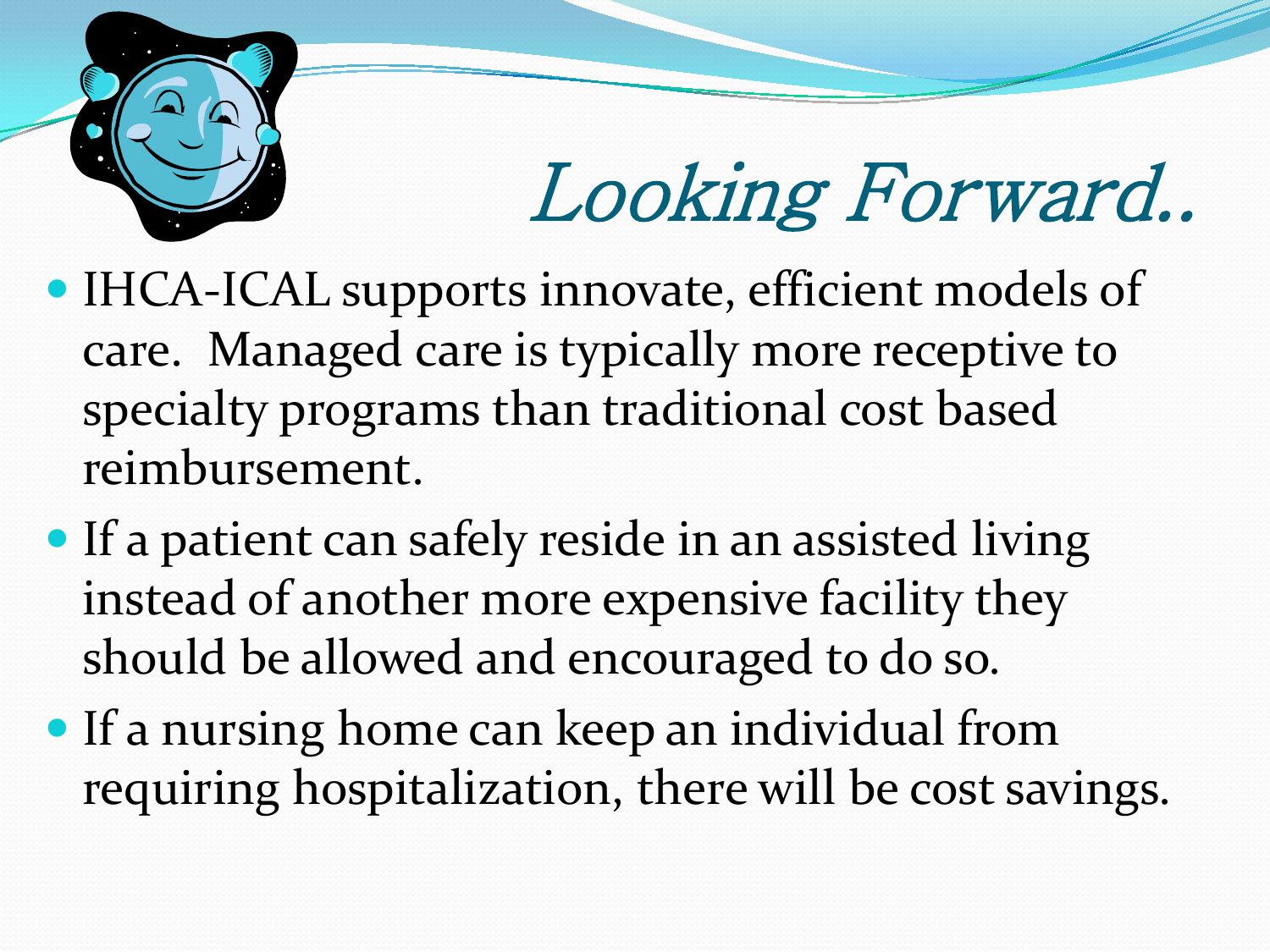# Looking Forward..

- IHCA-ICAL supports innovate, efficient models of care. Managed care is typically more receptive to specialty programs than traditional cost based reimbursement.
- If a patient can safely reside in an assisted living instead of another more expensive facility they should be allowed and encouraged to do so.
- If a nursing home can keep an individual from requiring hospitalization, there will be cost savings.